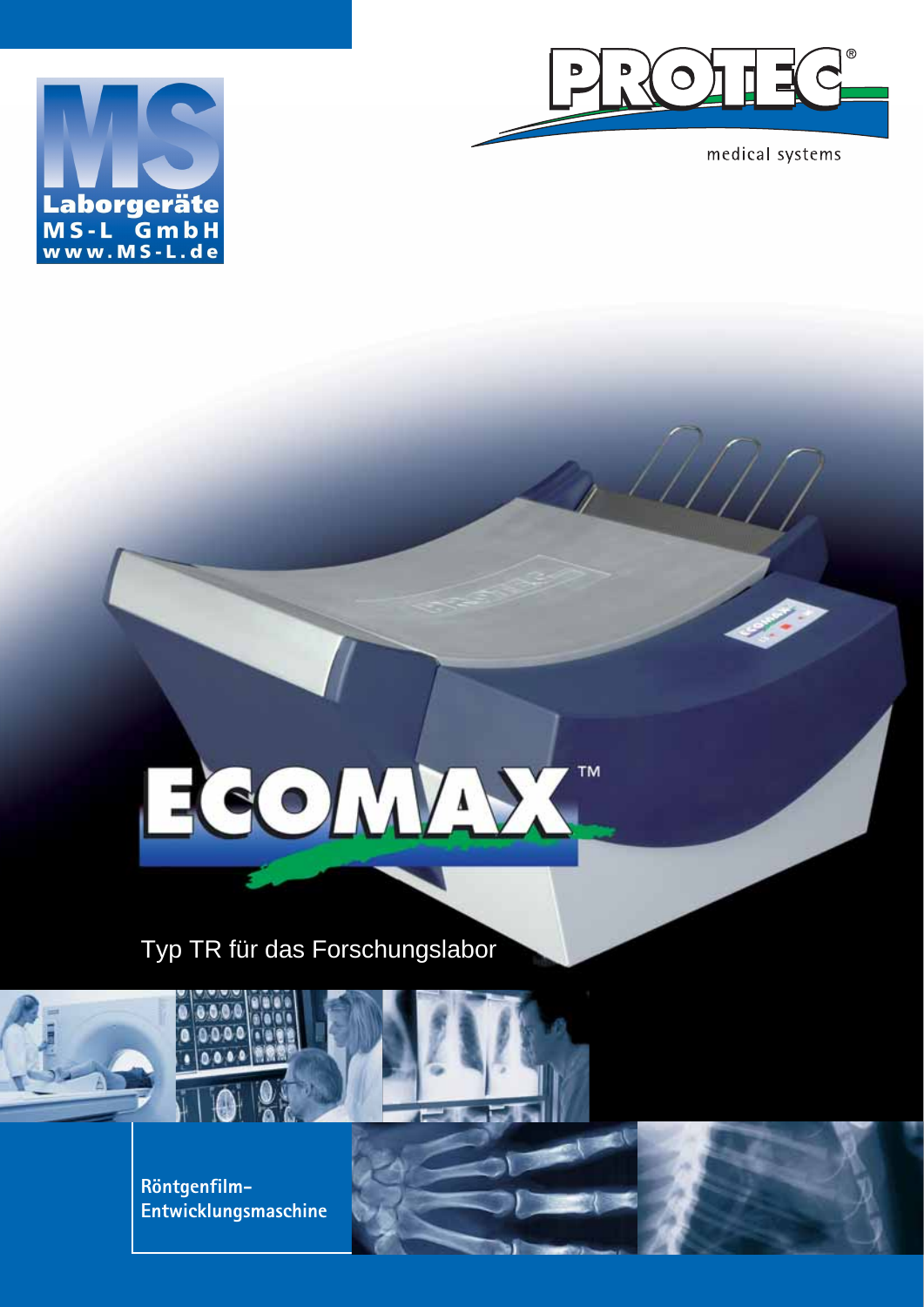MS
Laborgeräte
MS-L GmbH
www.MS-L.de

PROTEC®
medical systems

# ECOMAX™

Typ TR für das Forschungslabor

**Röntgenfilm-Entwicklungsmaschine**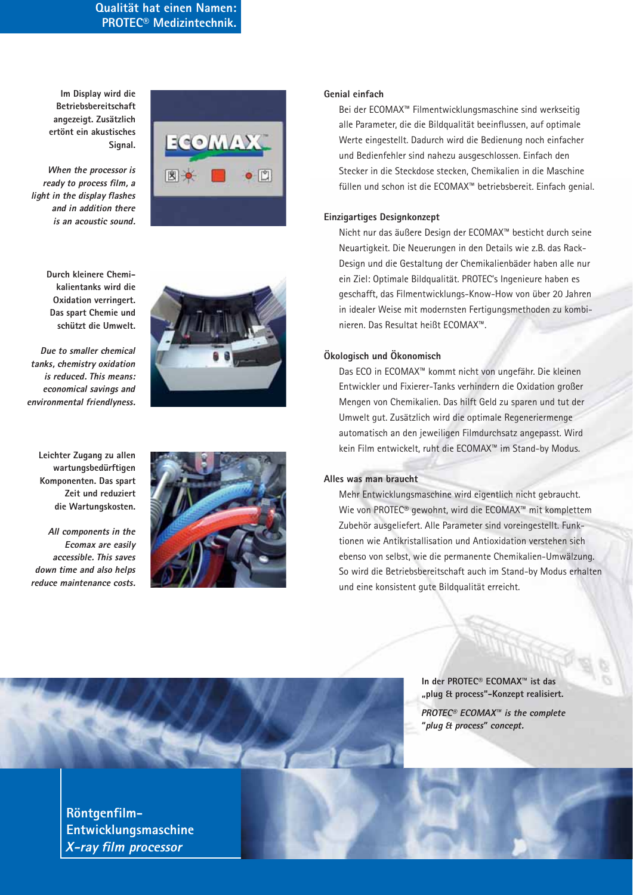Qualität hat einen Namen: PROTEC® Medizintechnik.

**Im Display wird die Betriebsbereitschaft angezeigt. Zusätzlich ertönt ein akustisches Signal.**

***When the processor is ready to process film, a light in the display flashes and in addition there is an acoustic sound.***

**Durch kleinere Chemikalientanks wird die Oxidation verringert. Das spart Chemie und schützt die Umwelt.**

***Due to smaller chemical tanks, chemistry oxidation is reduced. This means: economical savings and environmental friendlyness.***

**Leichter Zugang zu allen wartungsbedürftigen Komponenten. Das spart Zeit und reduziert die Wartungskosten.**

***All components in the Ecomax are easily accessible. This saves down time and also helps reduce maintenance costs.***

### Genial einfach

Bei der ECOMAX™ Filmentwicklungsmaschine sind werkseitig alle Parameter, die die Bildqualität beeinflussen, auf optimale Werte eingestellt. Dadurch wird die Bedienung noch einfacher und Bedienfehler sind nahezu ausgeschlossen. Einfach den Stecker in die Steckdose stecken, Chemikalien in die Maschine füllen und schon ist die ECOMAX™ betriebsbereit. Einfach genial.

### Einzigartiges Designkonzept

Nicht nur das äußere Design der ECOMAX™ besticht durch seine Neuartigkeit. Die Neuerungen in den Details wie z.B. das Rack-Design und die Gestaltung der Chemikalienbäder haben alle nur ein Ziel: Optimale Bildqualität. PROTEC's Ingenieure haben es geschafft, das Filmentwicklungs-Know-How von über 20 Jahren in idealer Weise mit modernsten Fertigungsmethoden zu kombinieren. Das Resultat heißt ECOMAX™.

### Ökologisch und Ökonomisch

Das ECO in ECOMAX™ kommt nicht von ungefähr. Die kleinen Entwickler und Fixierer-Tanks verhindern die Oxidation großer Mengen von Chemikalien. Das hilft Geld zu sparen und tut der Umwelt gut. Zusätzlich wird die optimale Regeneriermenge automatisch an den jeweiligen Filmdurchsatz angepasst. Wird kein Film entwickelt, ruht die ECOMAX™ im Stand-by Modus.

### Alles was man braucht

Mehr Entwicklungsmaschine wird eigentlich nicht gebraucht. Wie von PROTEC® gewohnt, wird die ECOMAX™ mit komplettem Zubehör ausgeliefert. Alle Parameter sind voreingestellt. Funktionen wie Antikristallisation und Antioxidation verstehen sich ebenso von selbst, wie die permanente Chemikalien-Umwälzung. So wird die Betriebsbereitschaft auch im Stand-by Modus erhalten und eine konsistent gute Bildqualität erreicht.

**In der PROTEC® ECOMAX™ ist das „plug & process"-Konzept realisiert.**

***PROTEC® ECOMAX™ is the complete "plug & process" concept.***

**Röntgenfilm-Entwicklungsmaschine**
***X-ray film processor***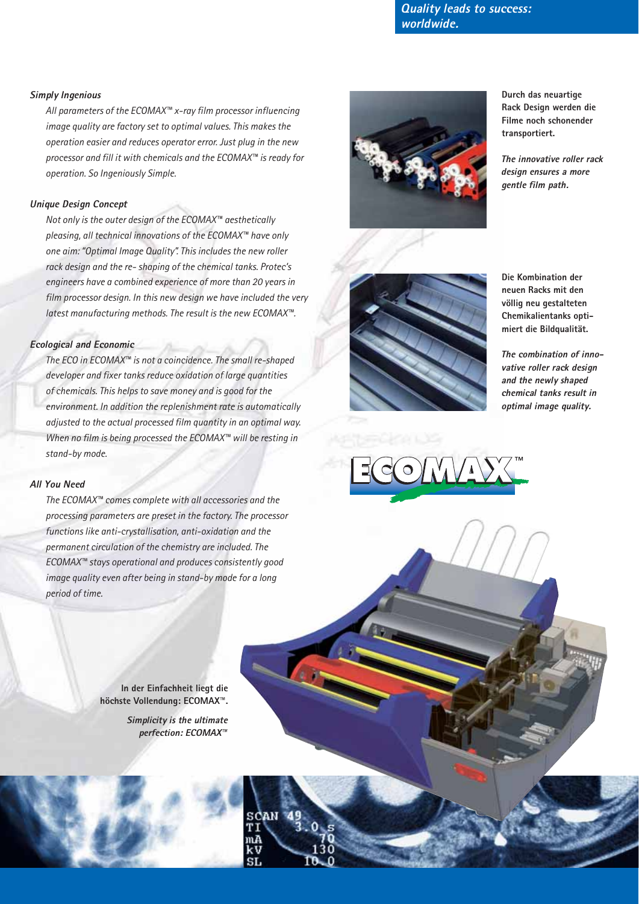*Quality leads to success: worldwide.*

### *Simply Ingenious*

*All parameters of the ECOMAX™ x-ray film processor influencing image quality are factory set to optimal values. This makes the operation easier and reduces operator error. Just plug in the new processor and fill it with chemicals and the ECOMAX™ is ready for operation. So Ingeniously Simple.*

### *Unique Design Concept*

*Not only is the outer design of the ECOMAX™ aesthetically pleasing, all technical innovations of the ECOMAX™ have only one aim: "Optimal Image Quality". This includes the new roller rack design and the re- shaping of the chemical tanks. Protec's engineers have a combined experience of more than 20 years in film processor design. In this new design we have included the very latest manufacturing methods. The result is the new ECOMAX™.*

### *Ecological and Economic*

*The ECO in ECOMAX™ is not a coincidence. The small re-shaped developer and fixer tanks reduce oxidation of large quantities of chemicals. This helps to save money and is good for the environment. In addition the replenishment rate is automatically adjusted to the actual processed film quantity in an optimal way. When no film is being processed the ECOMAX™ will be resting in stand-by mode.*

### *All You Need*

*The ECOMAX™ comes complete with all accessories and the processing parameters are preset in the factory. The processor functions like anti-crystallisation, anti-oxidation and the permanent circulation of the chemistry are included. The ECOMAX™ stays operational and produces consistently good image quality even after being in stand-by mode for a long period of time.*

**Durch das neuartige Rack Design werden die Filme noch schonender transportiert.**

***The innovative roller rack design ensures a more gentle film path.***

**Die Kombination der neuen Racks mit den völlig neu gestalteten Chemikalientanks optimiert die Bildqualität.**

***The combination of innovative roller rack design and the newly shaped chemical tanks result in optimal image quality.***

ECOMAX™

**In der Einfachheit liegt die höchste Vollendung: ECOMAX™.**

***Simplicity is the ultimate perfection: ECOMAX™***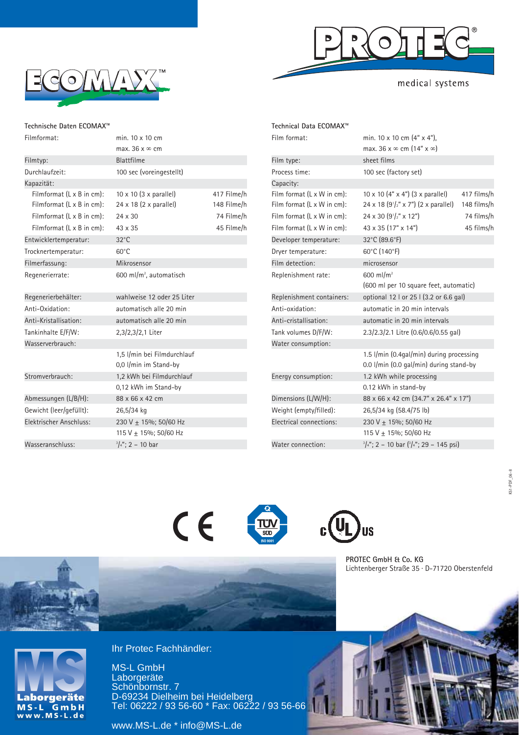ECOMAX™

PROTEC®

medical systems

## Technische Daten ECOMAX™

| | | |
|---|---|---|
| Filmformat: | min. 10 x 10 cm<br>max. 36 x ∞ cm | |
| Filmtyp: | Blattfilme | |
| Durchlaufzeit: | 100 sec (voreingestellt) | |
| Kapazität: | | |
| Filmformat (L x B in cm): | 10 x 10 (3 x parallel) | 417 Filme/h |
| Filmformat (L x B in cm): | 24 x 18 (2 x parallel) | 148 Filme/h |
| Filmformat (L x B in cm): | 24 x 30 | 74 Filme/h |
| Filmformat (L x B in cm): | 43 x 35 | 45 Filme/h |
| Entwicklertemperatur: | 32°C | |
| Trocknertemperatur: | 60°C | |
| Filmerfassung: | Mikrosensor | |
| Regenerierrate: | 600 ml/m², automatisch | |
| Regenerierbehälter: | wahlweise 12 oder 25 Liter | |
| Anti-Oxidation: | automatisch alle 20 min | |
| Anti-Kristallisation: | automatisch alle 20 min | |
| Tankinhalte E/F/W: | 2,3/2,3/2,1 Liter | |
| Wasserverbrauch: | 1,5 l/min bei Filmdurchlauf<br>0,0 l/min im Stand-by | |
| Stromverbrauch: | 1,2 kWh bei Filmdurchlauf<br>0,12 kWh im Stand-by | |
| Abmessungen (L/B/H): | 88 x 66 x 42 cm | |
| Gewicht (leer/gefüllt): | 26,5/34 kg | |
| Elektrischer Anschluss: | 230 V ± 15%; 50/60 Hz<br>115 V ± 15%; 50/60 Hz | |
| Wasseranschluss: | ¾"; 2 – 10 bar | |

## Technical Data ECOMAX™

| | | |
|---|---|---|
| Film format: | min. 10 x 10 cm (4" x 4"),<br>max. 36 x ∞ cm (14" x ∞) | |
| Film type: | sheet films | |
| Process time: | 100 sec (factory set) | |
| Capacity: | | |
| Film format (L x W in cm): | 10 x 10 (4" x 4") (3 x parallel) | 417 films/h |
| Film format (L x W in cm): | 24 x 18 (9½" x 7") (2 x parallel) | 148 films/h |
| Film format (L x W in cm): | 24 x 30 (9½" x 12") | 74 films/h |
| Film format (L x W in cm): | 43 x 35 (17" x 14") | 45 films/h |
| Developer temperature: | 32°C (89.6°F) | |
| Dryer temperature: | 60°C (140°F) | |
| Film detection: | microsensor | |
| Replenishment rate: | 600 ml/m²<br>(600 ml per 10 square feet, automatic) | |
| Replenishment containers: | optional 12 l or 25 l (3.2 or 6.6 gal) | |
| Anti-oxidation: | automatic in 20 min intervals | |
| Anti-cristallisation: | automatic in 20 min intervals | |
| Tank volumes D/F/W: | 2.3/2.3/2.1 Litre (0.6/0.6/0.55 gal) | |
| Water consumption: | 1.5 l/min (0.4gal/min) during processing<br>0.0 l/min (0.0 gal/min) during stand-by | |
| Energy consumption: | 1.2 kWh while processing<br>0.12 kWh in stand-by | |
| Dimensions (L/W/H): | 88 x 66 x 42 cm (34.7" x 26.4" x 17") | |
| Weight (empty/filled): | 26,5/34 kg (58.4/75 lb) | |
| Electrical connections: | 230 V ± 15%; 50/60 Hz<br>115 V ± 15%; 50/60 Hz | |
| Water connection: | ¾"; 2 – 10 bar (¾"; 29 – 145 psi) | |

K51-PDF_06-8

**PROTEC GmbH & Co. KG**
Lichtenberger Straße 35 · D-71720 Oberstenfeld

Laborgeräte
MS-L GmbH
www.MS-L.de

Ihr Protec Fachhändler:

MS-L GmbH
Laborgeräte
Schönbornstr. 7
D-69234 Dielheim bei Heidelberg
Tel: 06222 / 93 56-60 * Fax: 06222 / 93 56-66

www.MS-L.de * info@MS-L.de